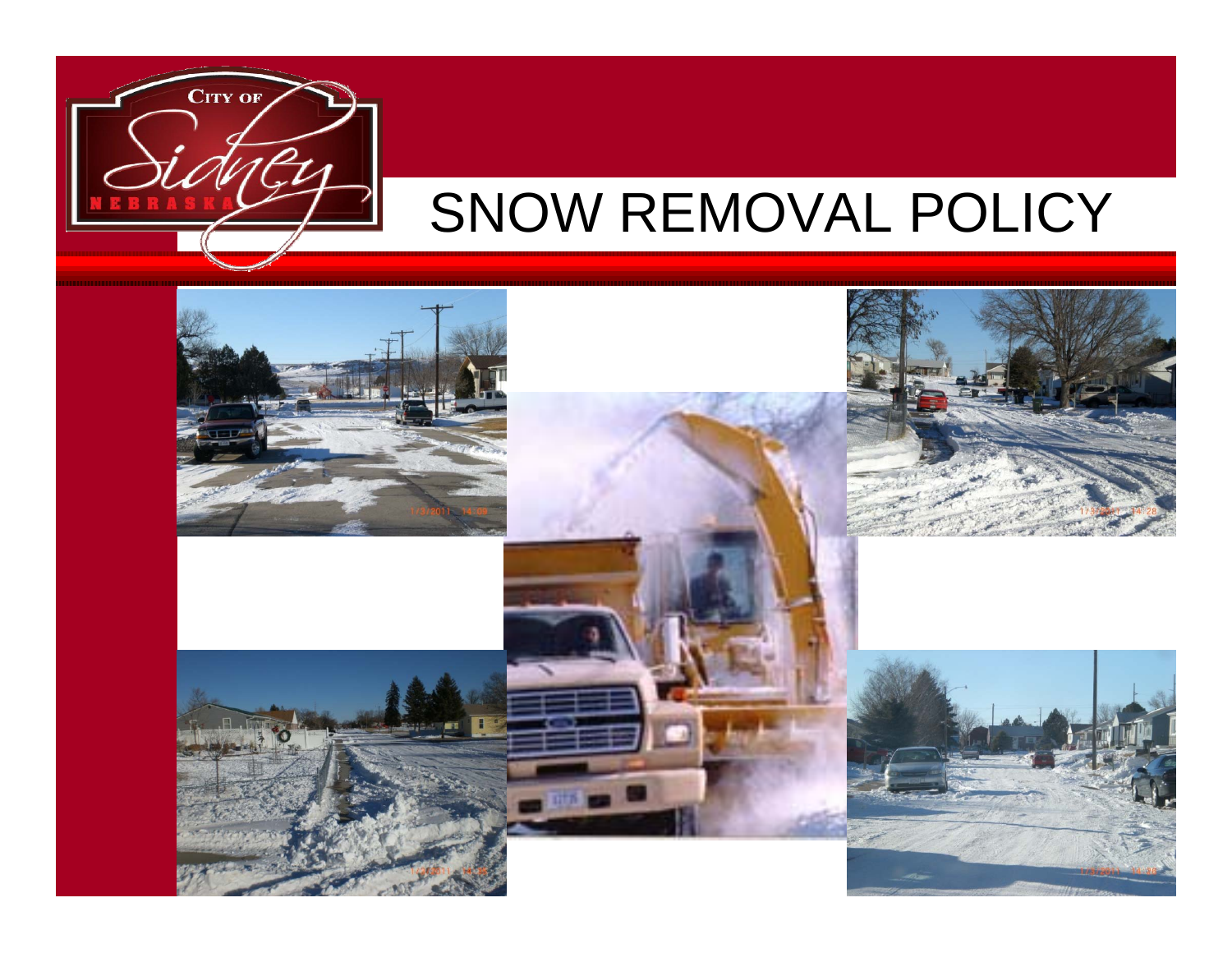# SNOW REMOVAL POLICY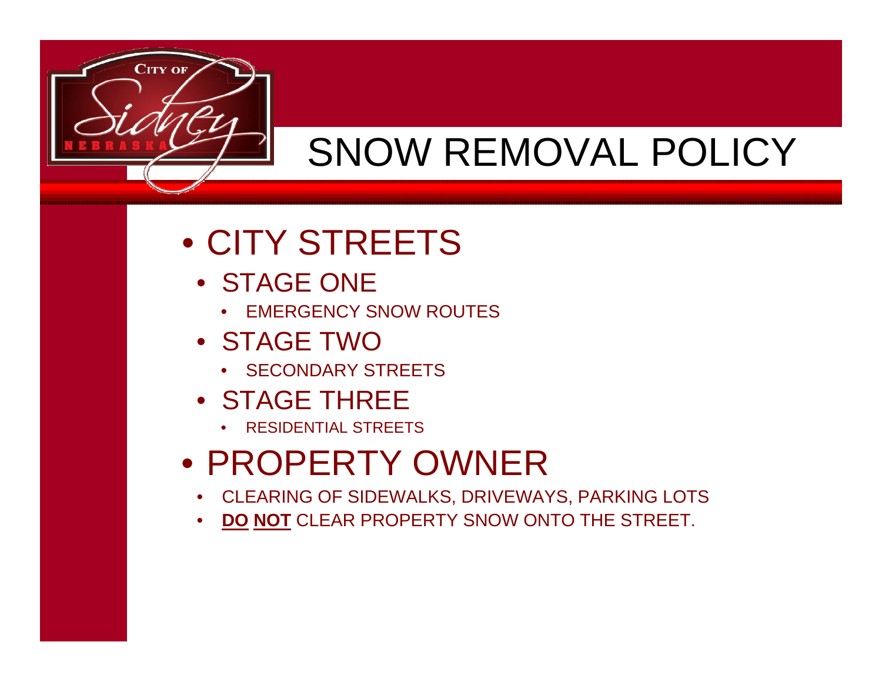# SNOW REMOVAL POLICY

- CITY STREETS
  - STAGE ONE
    - EMERGENCY SNOW ROUTES
  - STAGE TWO
    - SECONDARY STREETS
  - STAGE THREE
    - RESIDENTIAL STREETS
- PROPERTY OWNER
  - CLEARING OF SIDEWALKS, DRIVEWAYS, PARKING LOTS
  - **DO NOT** CLEAR PROPERTY SNOW ONTO THE STREET.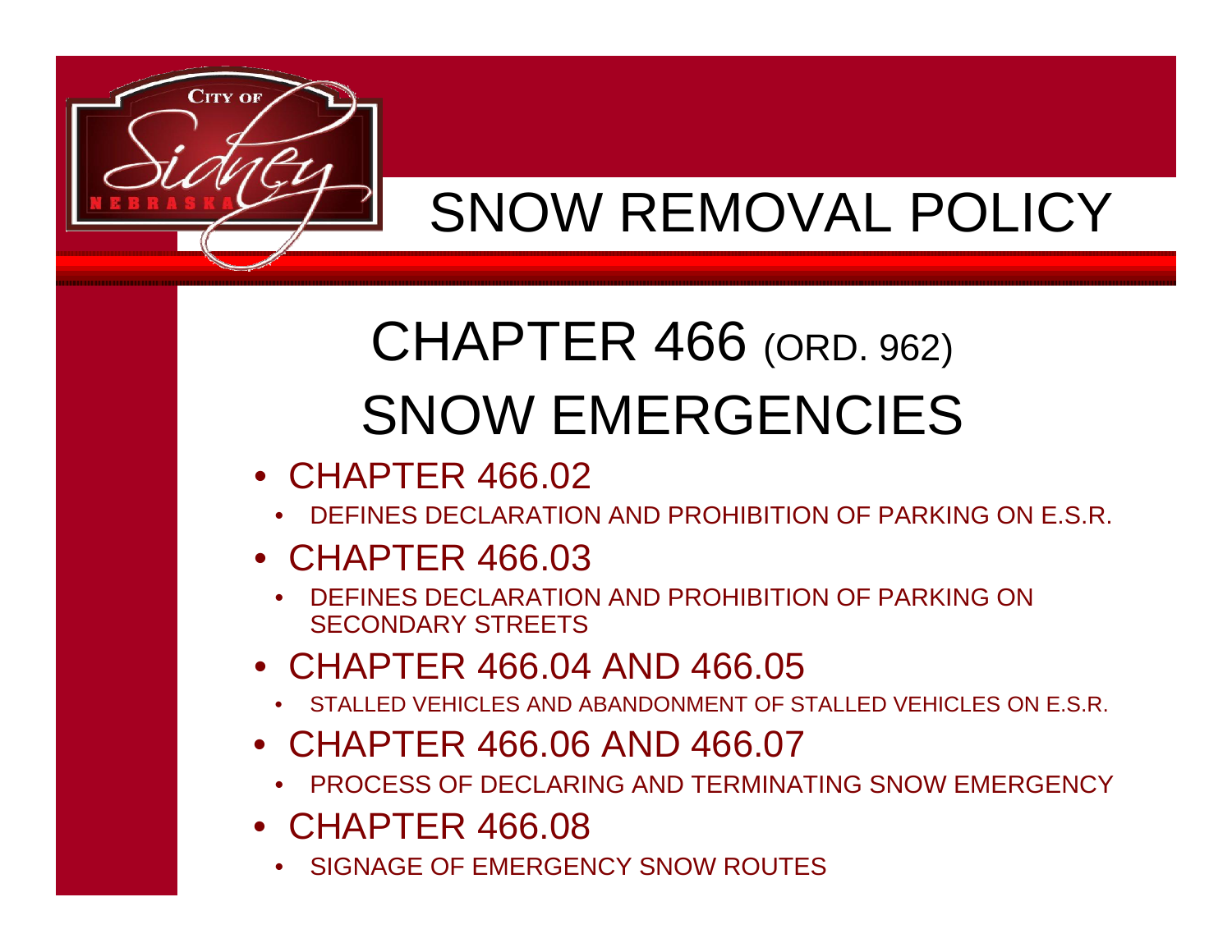# SNOW REMOVAL POLICY

## CHAPTER 466 (ORD. 962) SNOW EMERGENCIES

- CHAPTER 466.02
  - DEFINES DECLARATION AND PROHIBITION OF PARKING ON E.S.R.
- CHAPTER 466.03
  - DEFINES DECLARATION AND PROHIBITION OF PARKING ON SECONDARY STREETS
- CHAPTER 466.04 AND 466.05
  - STALLED VEHICLES AND ABANDONMENT OF STALLED VEHICLES ON E.S.R.
- CHAPTER 466.06 AND 466.07
  - PROCESS OF DECLARING AND TERMINATING SNOW EMERGENCY
- CHAPTER 466.08
  - SIGNAGE OF EMERGENCY SNOW ROUTES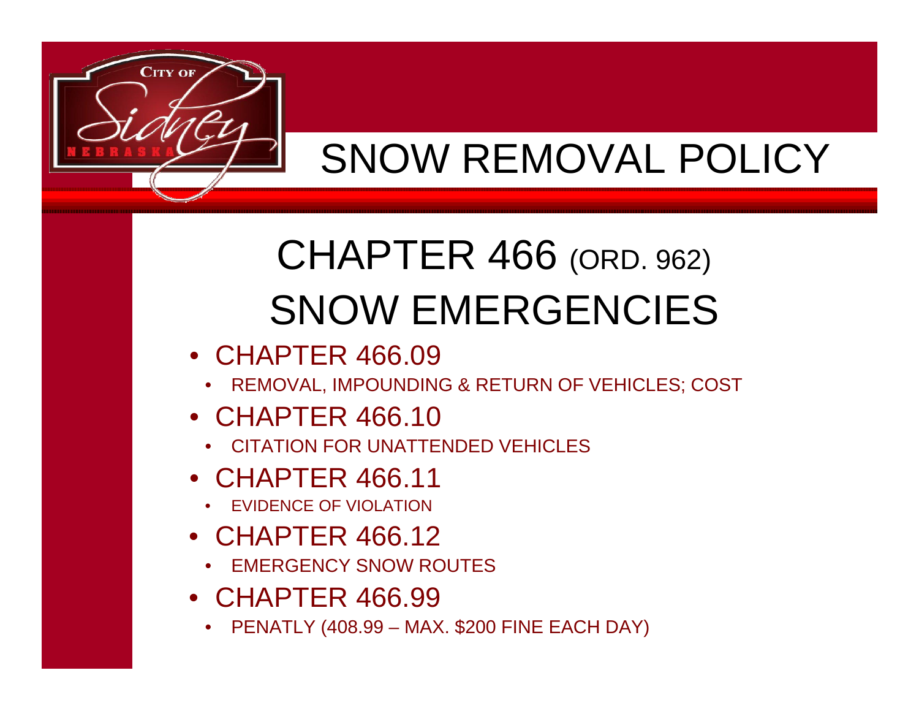# SNOW REMOVAL POLICY

## CHAPTER 466 (ORD. 962) SNOW EMERGENCIES

- CHAPTER 466.09
  - REMOVAL, IMPOUNDING & RETURN OF VEHICLES; COST
- CHAPTER 466.10
  - CITATION FOR UNATTENDED VEHICLES
- CHAPTER 466.11
  - EVIDENCE OF VIOLATION
- CHAPTER 466.12
  - EMERGENCY SNOW ROUTES
- CHAPTER 466.99
  - PENATLY (408.99 – MAX. $200 FINE EACH DAY)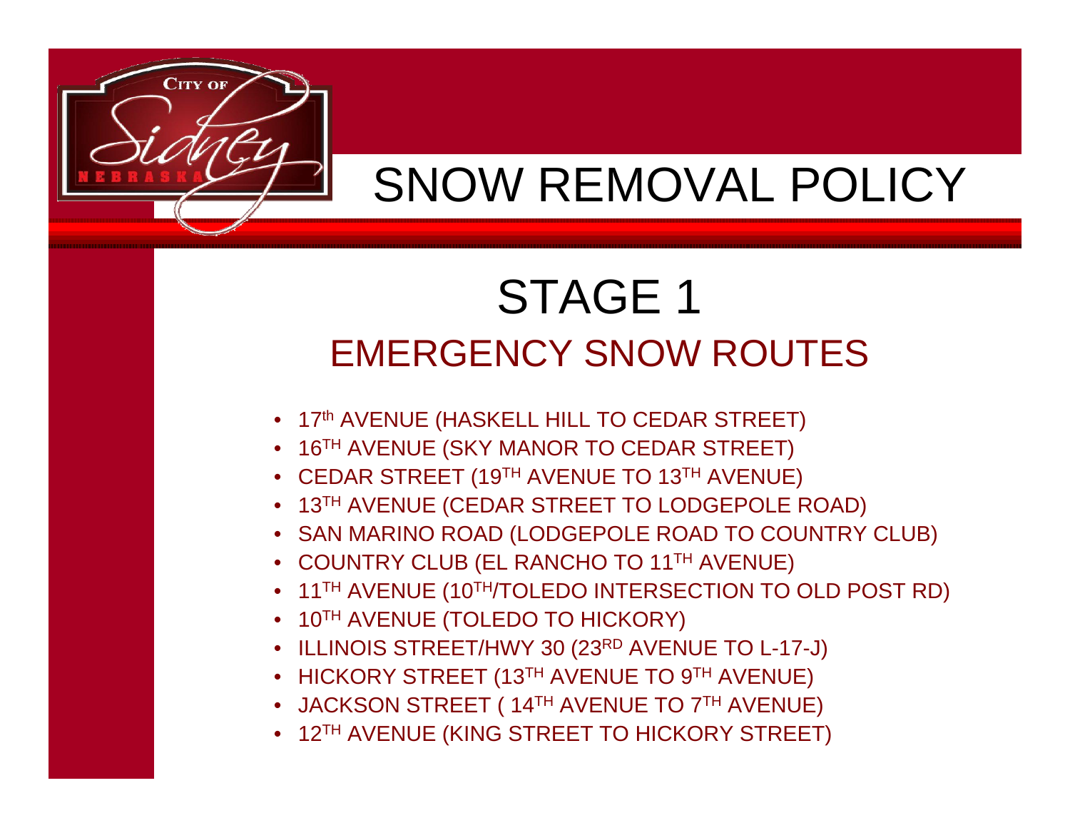# SNOW REMOVAL POLICY

## STAGE 1

### EMERGENCY SNOW ROUTES

- 17th AVENUE (HASKELL HILL TO CEDAR STREET)
- 16TH AVENUE (SKY MANOR TO CEDAR STREET)
- CEDAR STREET (19TH AVENUE TO 13TH AVENUE)
- 13TH AVENUE (CEDAR STREET TO LODGEPOLE ROAD)
- SAN MARINO ROAD (LODGEPOLE ROAD TO COUNTRY CLUB)
- COUNTRY CLUB (EL RANCHO TO 11TH AVENUE)
- 11TH AVENUE (10TH/TOLEDO INTERSECTION TO OLD POST RD)
- 10TH AVENUE (TOLEDO TO HICKORY)
- ILLINOIS STREET/HWY 30 (23RD AVENUE TO L-17-J)
- HICKORY STREET (13TH AVENUE TO 9TH AVENUE)
- JACKSON STREET ( 14TH AVENUE TO 7TH AVENUE)
- 12TH AVENUE (KING STREET TO HICKORY STREET)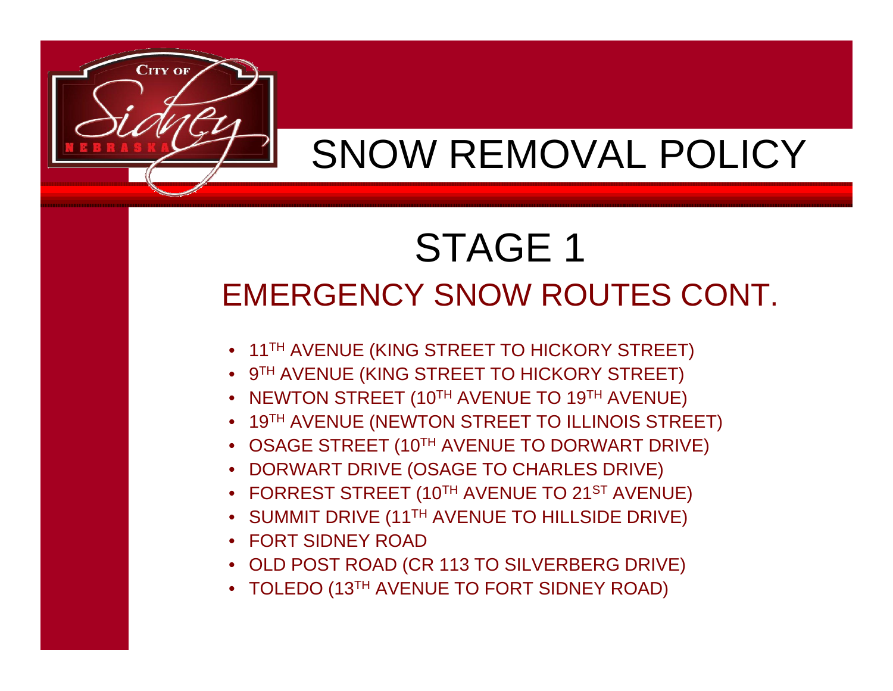# SNOW REMOVAL POLICY

## STAGE 1

### EMERGENCY SNOW ROUTES CONT.

- 11TH AVENUE (KING STREET TO HICKORY STREET)
- 9TH AVENUE (KING STREET TO HICKORY STREET)
- NEWTON STREET (10TH AVENUE TO 19TH AVENUE)
- 19TH AVENUE (NEWTON STREET TO ILLINOIS STREET)
- OSAGE STREET (10TH AVENUE TO DORWART DRIVE)
- DORWART DRIVE (OSAGE TO CHARLES DRIVE)
- FORREST STREET (10TH AVENUE TO 21ST AVENUE)
- SUMMIT DRIVE (11TH AVENUE TO HILLSIDE DRIVE)
- FORT SIDNEY ROAD
- OLD POST ROAD (CR 113 TO SILVERBERG DRIVE)
- TOLEDO (13TH AVENUE TO FORT SIDNEY ROAD)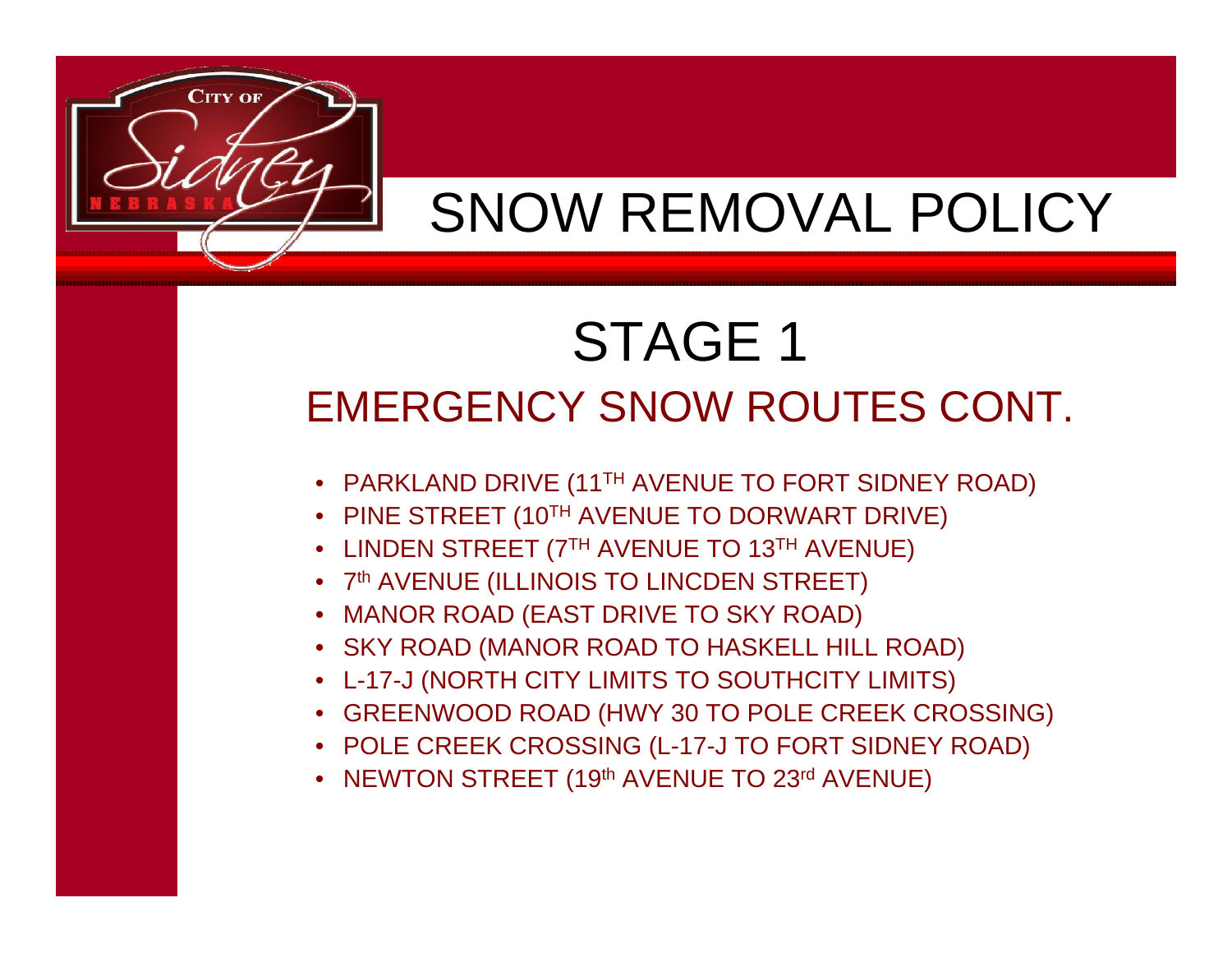# SNOW REMOVAL POLICY

## STAGE 1

### EMERGENCY SNOW ROUTES CONT.

- PARKLAND DRIVE (11TH AVENUE TO FORT SIDNEY ROAD)
- PINE STREET (10TH AVENUE TO DORWART DRIVE)
- LINDEN STREET (7TH AVENUE TO 13TH AVENUE)
- 7th AVENUE (ILLINOIS TO LINCDEN STREET)
- MANOR ROAD (EAST DRIVE TO SKY ROAD)
- SKY ROAD (MANOR ROAD TO HASKELL HILL ROAD)
- L-17-J (NORTH CITY LIMITS TO SOUTHCITY LIMITS)
- GREENWOOD ROAD (HWY 30 TO POLE CREEK CROSSING)
- POLE CREEK CROSSING (L-17-J TO FORT SIDNEY ROAD)
- NEWTON STREET (19th AVENUE TO 23rd AVENUE)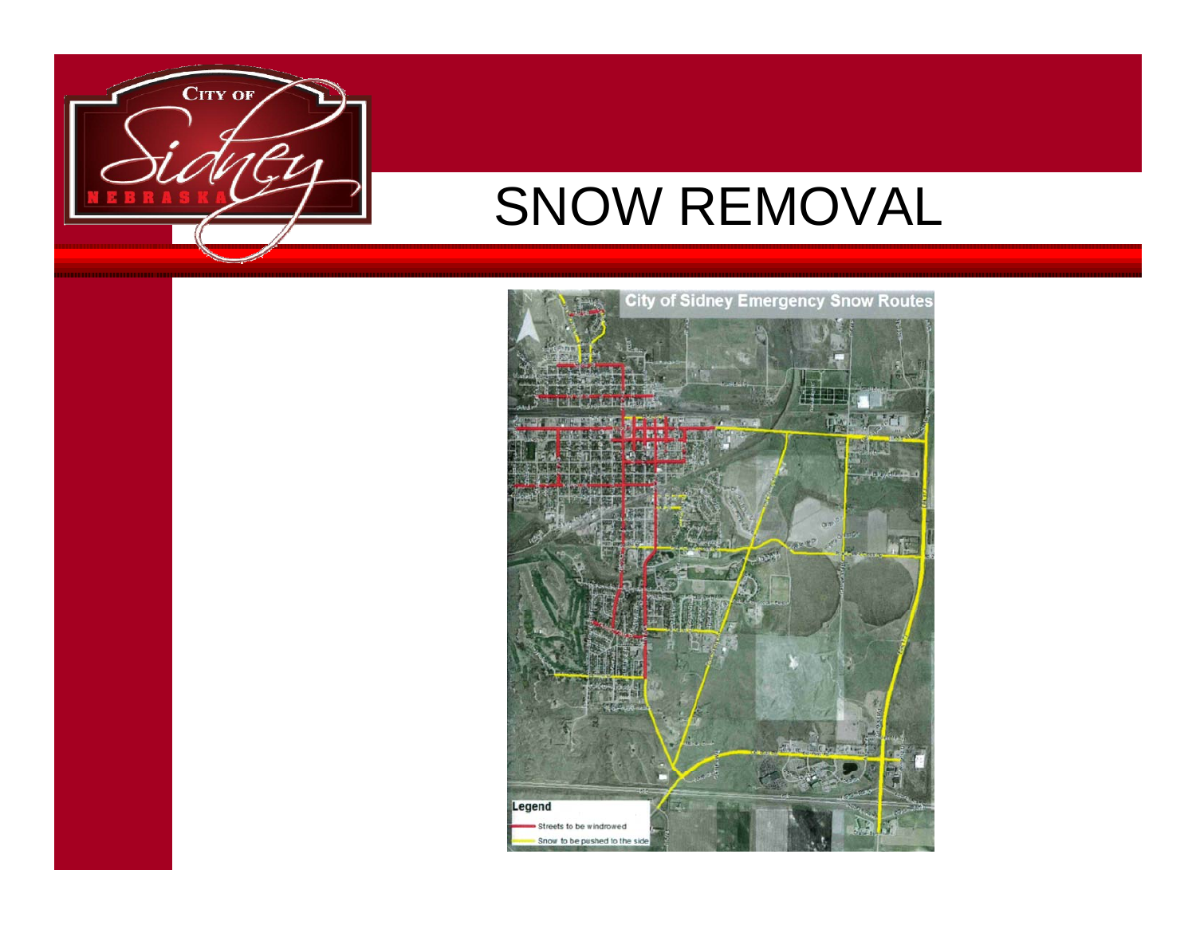# SNOW REMOVAL

City of Sidney Emergency Snow Routes

Legend

- Streets to be windrowed
- Snow to be pushed to the side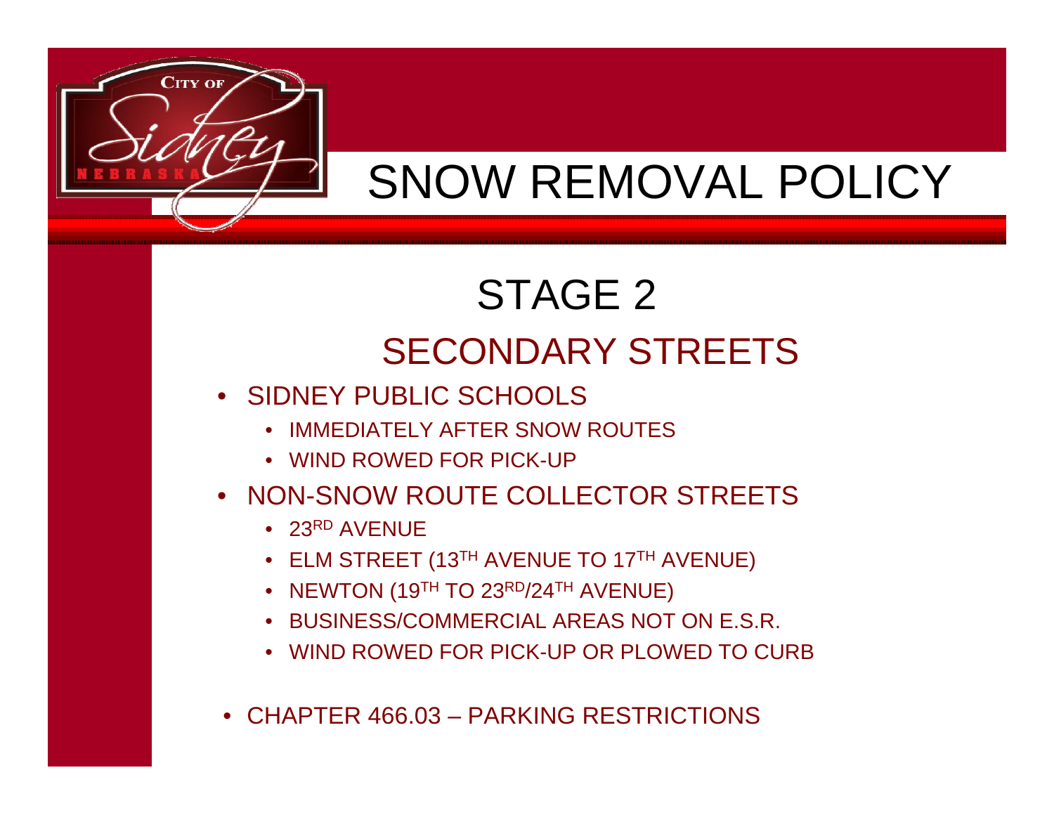# SNOW REMOVAL POLICY

## STAGE 2

## SECONDARY STREETS

- SIDNEY PUBLIC SCHOOLS
  - IMMEDIATELY AFTER SNOW ROUTES
  - WIND ROWED FOR PICK-UP
- NON-SNOW ROUTE COLLECTOR STREETS
  - 23RD AVENUE
  - ELM STREET (13TH AVENUE TO 17TH AVENUE)
  - NEWTON (19TH TO 23RD/24TH AVENUE)
  - BUSINESS/COMMERCIAL AREAS NOT ON E.S.R.
  - WIND ROWED FOR PICK-UP OR PLOWED TO CURB
- CHAPTER 466.03 – PARKING RESTRICTIONS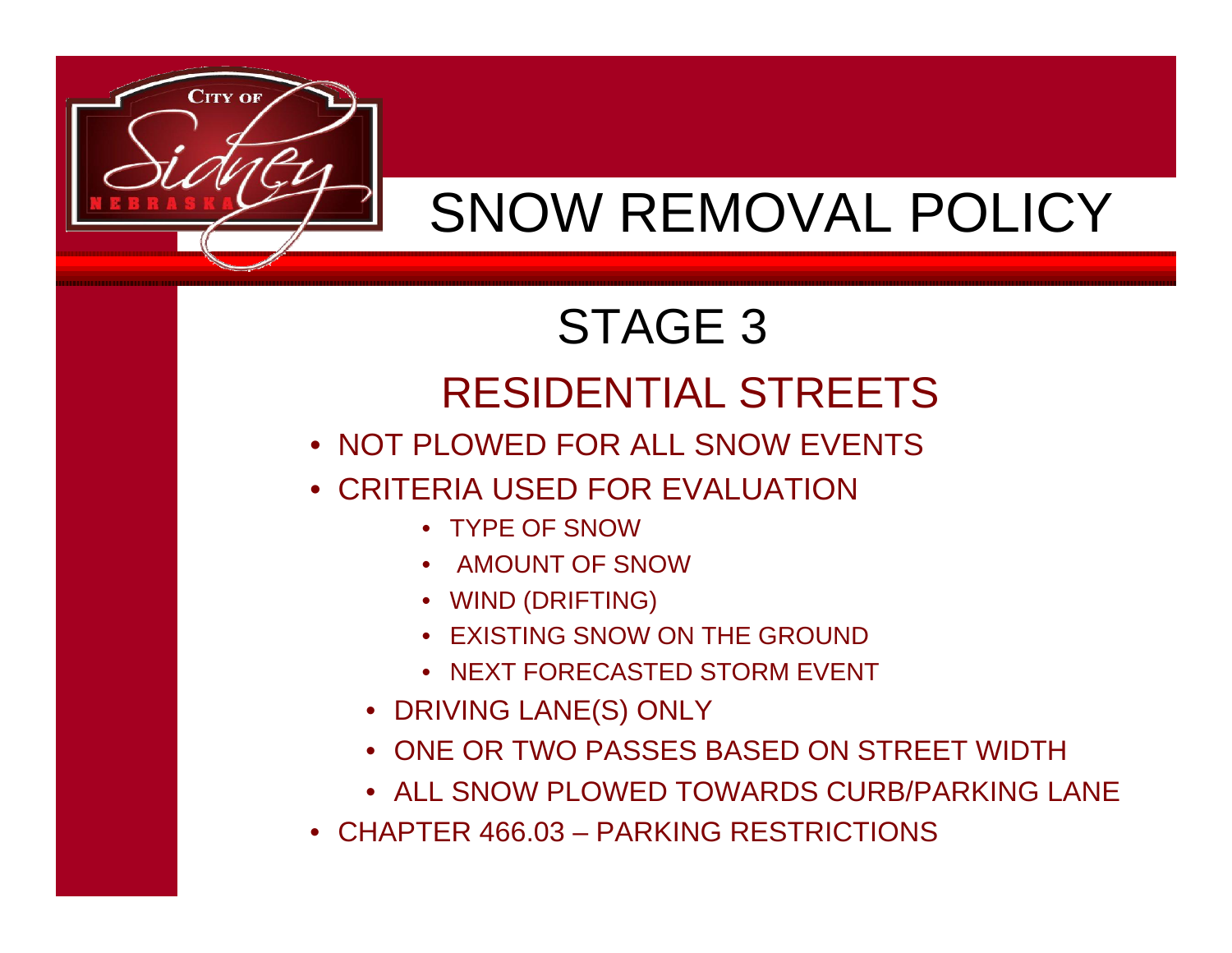# SNOW REMOVAL POLICY

## STAGE 3

### RESIDENTIAL STREETS

- NOT PLOWED FOR ALL SNOW EVENTS
- CRITERIA USED FOR EVALUATION
    - TYPE OF SNOW
    - AMOUNT OF SNOW
    - WIND (DRIFTING)
    - EXISTING SNOW ON THE GROUND
    - NEXT FORECASTED STORM EVENT
  - DRIVING LANE(S) ONLY
  - ONE OR TWO PASSES BASED ON STREET WIDTH
  - ALL SNOW PLOWED TOWARDS CURB/PARKING LANE
- CHAPTER 466.03 – PARKING RESTRICTIONS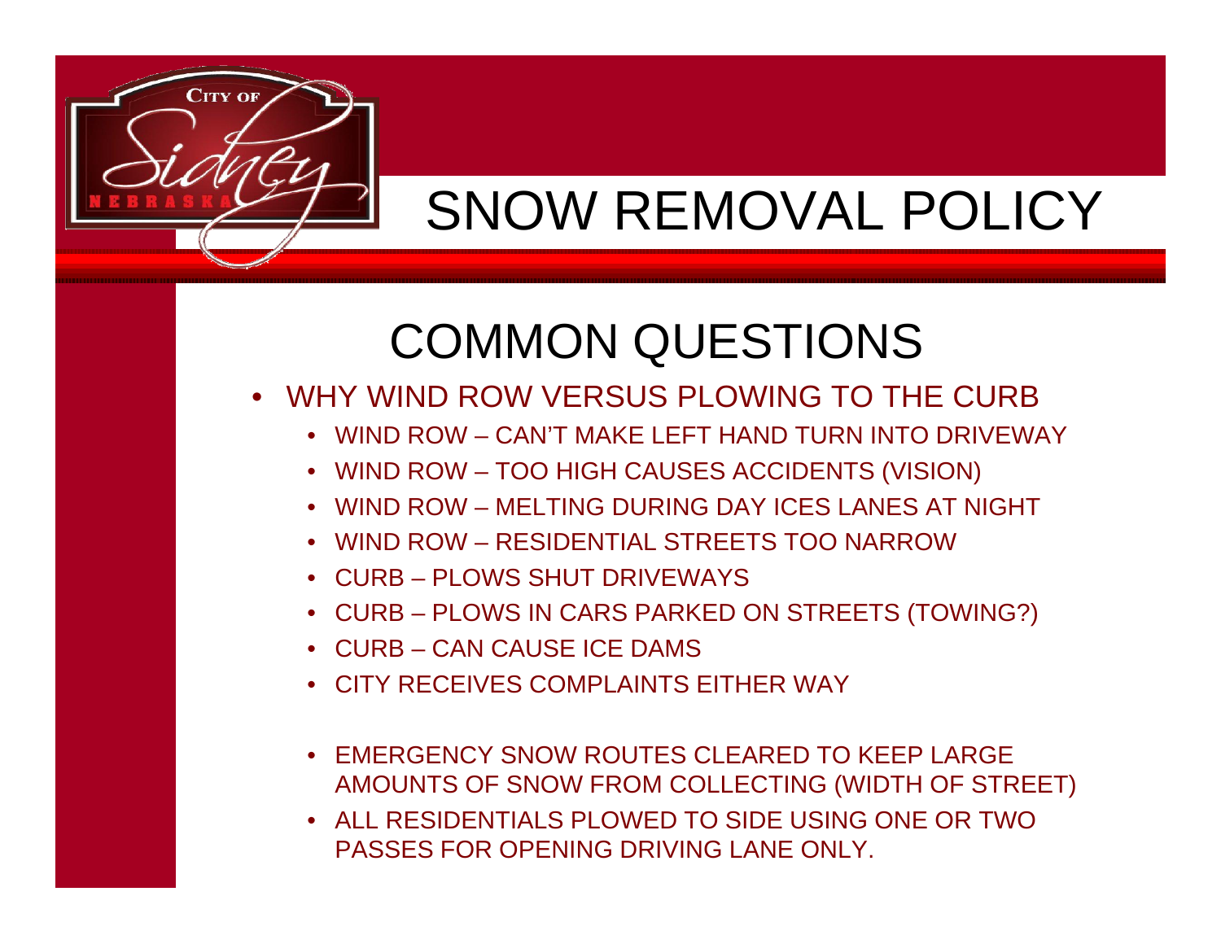# SNOW REMOVAL POLICY

## COMMON QUESTIONS

- WHY WIND ROW VERSUS PLOWING TO THE CURB
  - WIND ROW – CAN'T MAKE LEFT HAND TURN INTO DRIVEWAY
  - WIND ROW – TOO HIGH CAUSES ACCIDENTS (VISION)
  - WIND ROW – MELTING DURING DAY ICES LANES AT NIGHT
  - WIND ROW – RESIDENTIAL STREETS TOO NARROW
  - CURB – PLOWS SHUT DRIVEWAYS
  - CURB – PLOWS IN CARS PARKED ON STREETS (TOWING?)
  - CURB – CAN CAUSE ICE DAMS
  - CITY RECEIVES COMPLAINTS EITHER WAY

  - EMERGENCY SNOW ROUTES CLEARED TO KEEP LARGE AMOUNTS OF SNOW FROM COLLECTING (WIDTH OF STREET)
  - ALL RESIDENTIALS PLOWED TO SIDE USING ONE OR TWO PASSES FOR OPENING DRIVING LANE ONLY.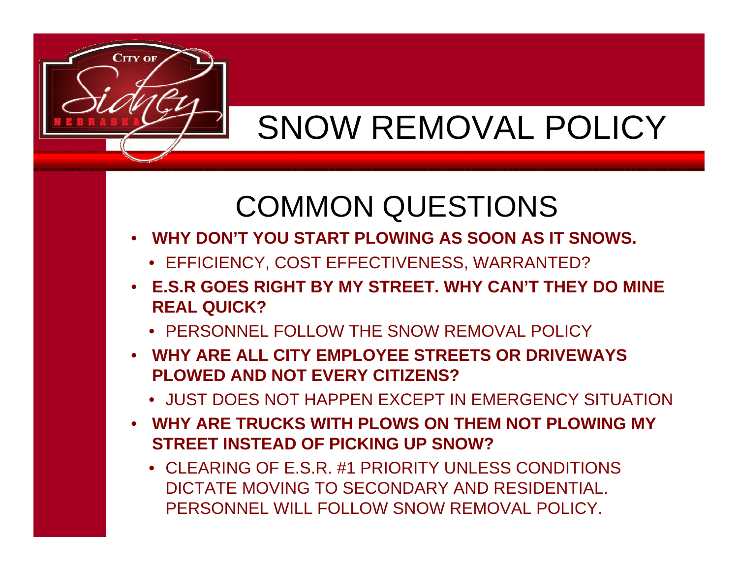# SNOW REMOVAL POLICY

## COMMON QUESTIONS

- **WHY DON'T YOU START PLOWING AS SOON AS IT SNOWS.**
  - EFFICIENCY, COST EFFECTIVENESS, WARRANTED?
- **E.S.R GOES RIGHT BY MY STREET. WHY CAN'T THEY DO MINE REAL QUICK?**
  - PERSONNEL FOLLOW THE SNOW REMOVAL POLICY
- **WHY ARE ALL CITY EMPLOYEE STREETS OR DRIVEWAYS PLOWED AND NOT EVERY CITIZENS?**
  - JUST DOES NOT HAPPEN EXCEPT IN EMERGENCY SITUATION
- **WHY ARE TRUCKS WITH PLOWS ON THEM NOT PLOWING MY STREET INSTEAD OF PICKING UP SNOW?**
  - CLEARING OF E.S.R. #1 PRIORITY UNLESS CONDITIONS DICTATE MOVING TO SECONDARY AND RESIDENTIAL. PERSONNEL WILL FOLLOW SNOW REMOVAL POLICY.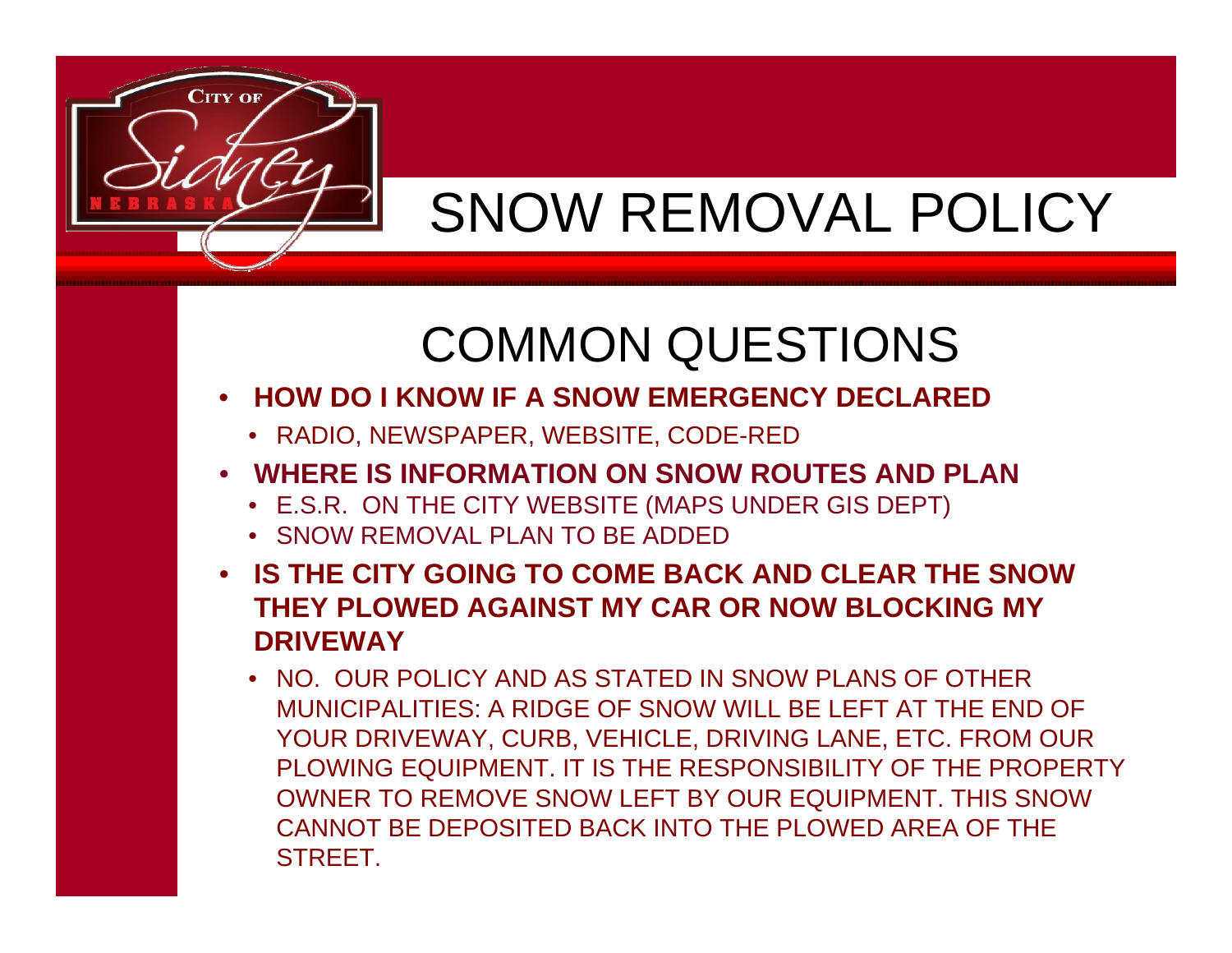# SNOW REMOVAL POLICY

## COMMON QUESTIONS

- **HOW DO I KNOW IF A SNOW EMERGENCY DECLARED**
  - RADIO, NEWSPAPER, WEBSITE, CODE-RED
- **WHERE IS INFORMATION ON SNOW ROUTES AND PLAN**
  - E.S.R. ON THE CITY WEBSITE (MAPS UNDER GIS DEPT)
  - SNOW REMOVAL PLAN TO BE ADDED
- **IS THE CITY GOING TO COME BACK AND CLEAR THE SNOW THEY PLOWED AGAINST MY CAR OR NOW BLOCKING MY DRIVEWAY**
  - NO. OUR POLICY AND AS STATED IN SNOW PLANS OF OTHER MUNICIPALITIES: A RIDGE OF SNOW WILL BE LEFT AT THE END OF YOUR DRIVEWAY, CURB, VEHICLE, DRIVING LANE, ETC. FROM OUR PLOWING EQUIPMENT. IT IS THE RESPONSIBILITY OF THE PROPERTY OWNER TO REMOVE SNOW LEFT BY OUR EQUIPMENT. THIS SNOW CANNOT BE DEPOSITED BACK INTO THE PLOWED AREA OF THE STREET.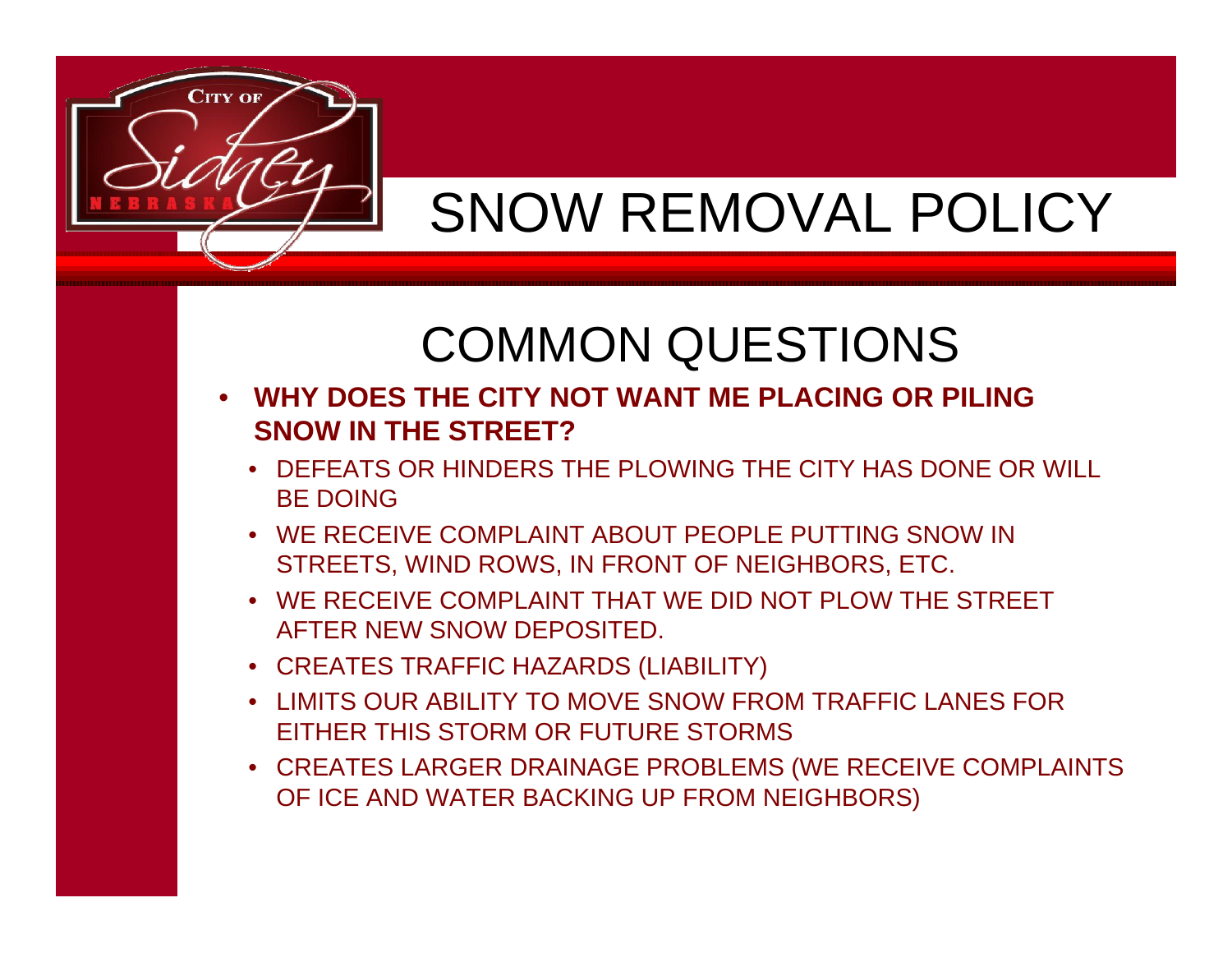# SNOW REMOVAL POLICY

## COMMON QUESTIONS

- **WHY DOES THE CITY NOT WANT ME PLACING OR PILING SNOW IN THE STREET?**
  - DEFEATS OR HINDERS THE PLOWING THE CITY HAS DONE OR WILL BE DOING
  - WE RECEIVE COMPLAINT ABOUT PEOPLE PUTTING SNOW IN STREETS, WIND ROWS, IN FRONT OF NEIGHBORS, ETC.
  - WE RECEIVE COMPLAINT THAT WE DID NOT PLOW THE STREET AFTER NEW SNOW DEPOSITED.
  - CREATES TRAFFIC HAZARDS (LIABILITY)
  - LIMITS OUR ABILITY TO MOVE SNOW FROM TRAFFIC LANES FOR EITHER THIS STORM OR FUTURE STORMS
  - CREATES LARGER DRAINAGE PROBLEMS (WE RECEIVE COMPLAINTS OF ICE AND WATER BACKING UP FROM NEIGHBORS)